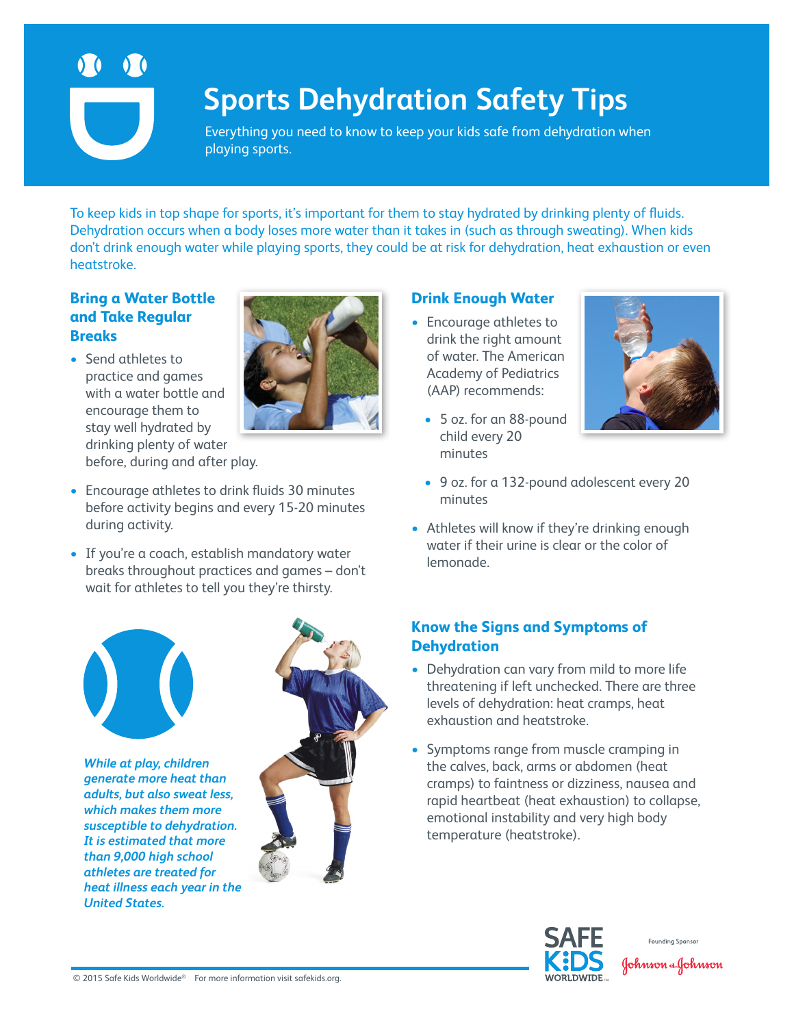# Sports Dehydration Safety Tips

Everything you need to know to keep your kids safe from dehydration when playing sports.

To keep kids in top shape for sports, it's important for them to stay hydrated by drinking plenty of fluids. Dehydration occurs when a body loses more water than it takes in (such as through sweating). When kids don't drink enough water while playing sports, they could be at risk for dehydration, heat exhaustion or even heatstroke.

## Bring a Water Bottle and Take Regular Breaks

- Send athletes to practice and games with a water bottle and encourage them to stay well hydrated by drinking plenty of water before, during and after play.
- Encourage athletes to drink fluids 30 minutes before activity begins and every 15-20 minutes during activity.
- If you're a coach, establish mandatory water breaks throughout practices and games – don't wait for athletes to tell you they're thirsty.

*While at play, children generate more heat than adults, but also sweat less, which makes them more susceptible to dehydration. It is estimated that more than 9,000 high school athletes are treated for heat illness each year in the United States.*

## Drink Enough Water

- Encourage athletes to drink the right amount of water. The American Academy of Pediatrics (AAP) recommends:
  - 5 oz. for an 88-pound child every 20 minutes
  - 9 oz. for a 132-pound adolescent every 20 minutes
- Athletes will know if they're drinking enough water if their urine is clear or the color of lemonade.

## Know the Signs and Symptoms of Dehydration

- Dehydration can vary from mild to more life threatening if left unchecked. There are three levels of dehydration: heat cramps, heat exhaustion and heatstroke.
- Symptoms range from muscle cramping in the calves, back, arms or abdomen (heat cramps) to faintness or dizziness, nausea and rapid heartbeat (heat exhaustion) to collapse, emotional instability and very high body temperature (heatstroke).

© 2015 Safe Kids Worldwide® For more information visit safekids.org.

SAFE KIDS WORLDWIDE

Founding Sponsor Johnson & Johnson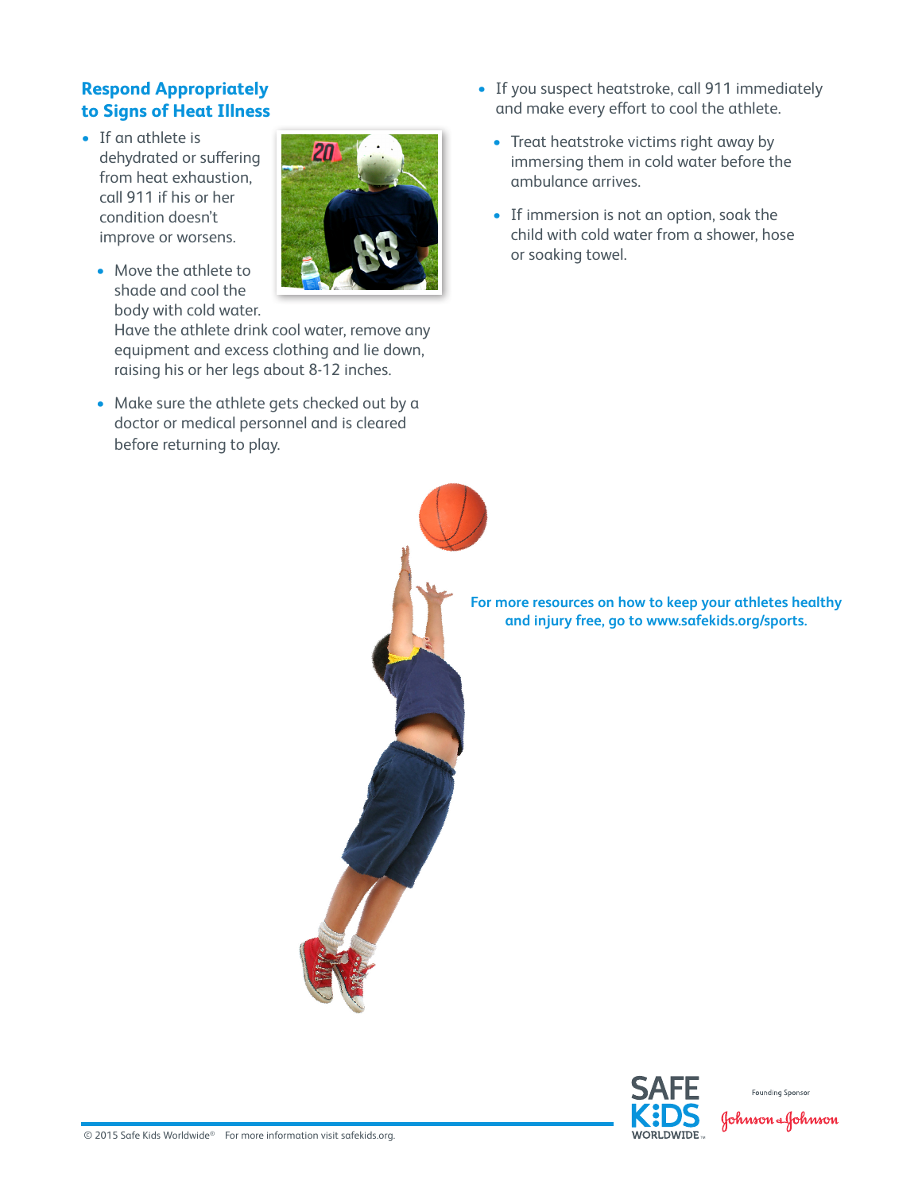## Respond Appropriately to Signs of Heat Illness

- If an athlete is dehydrated or suffering from heat exhaustion, call 911 if his or her condition doesn't improve or worsens.
  - Move the athlete to shade and cool the body with cold water. Have the athlete drink cool water, remove any equipment and excess clothing and lie down, raising his or her legs about 8-12 inches.
  - Make sure the athlete gets checked out by a doctor or medical personnel and is cleared before returning to play.
- If you suspect heatstroke, call 911 immediately and make every effort to cool the athlete.
  - Treat heatstroke victims right away by immersing them in cold water before the ambulance arrives.
  - If immersion is not an option, soak the child with cold water from a shower, hose or soaking towel.

**For more resources on how to keep your athletes healthy and injury free, go to www.safekids.org/sports.**

© 2015 Safe Kids Worldwide® For more information visit safekids.org.

SAFE KIDS WORLDWIDE

Founding Sponsor Johnson & Johnson